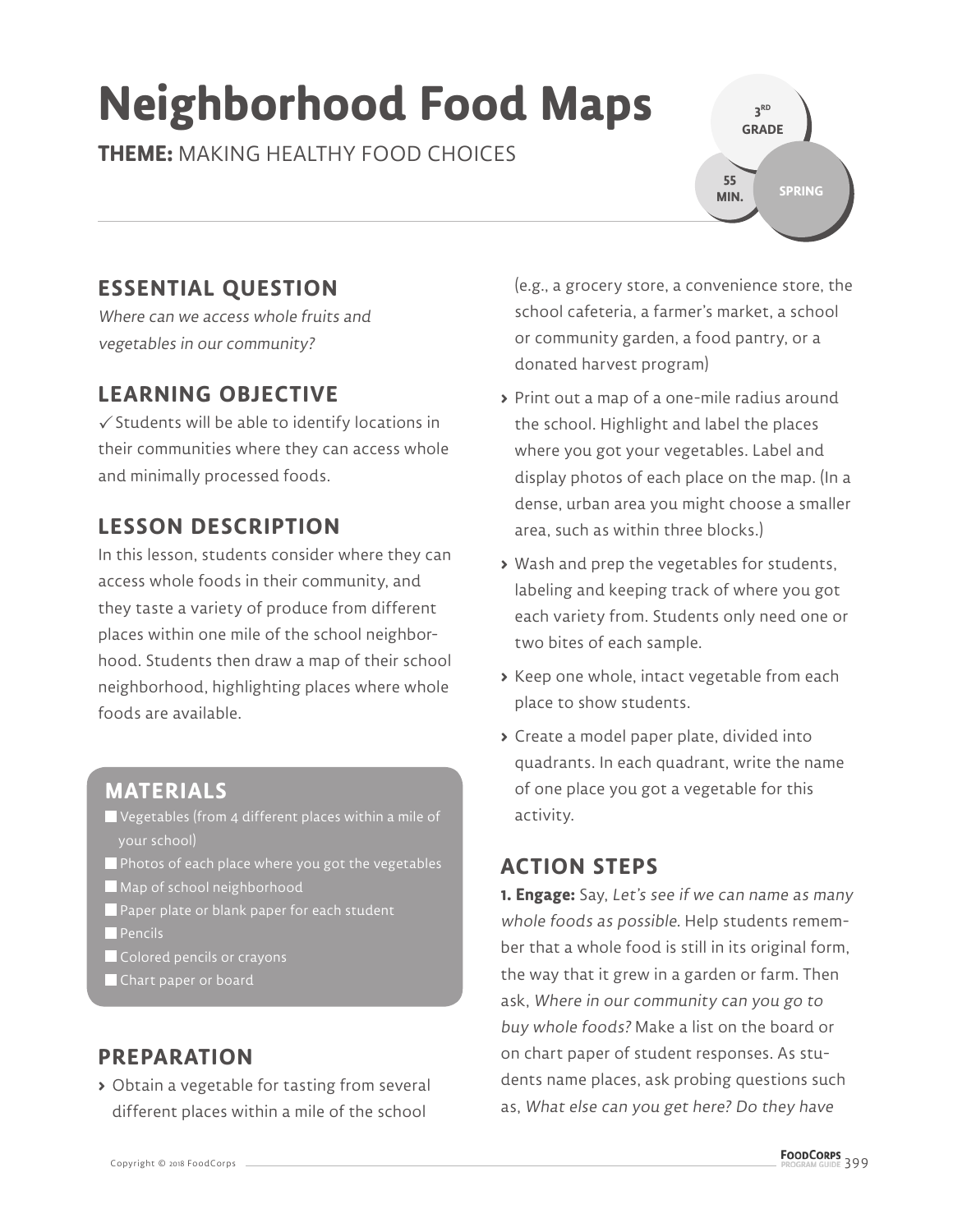# Neighborhood Food Maps

**THEME:** MAKING HEALTHY FOOD CHOICES

3RD GRADE | 55 MIN. | SPRING

## ESSENTIAL QUESTION

*Where can we access whole fruits and vegetables in our community?*

## LEARNING OBJECTIVE

✓ Students will be able to identify locations in their communities where they can access whole and minimally processed foods.

## LESSON DESCRIPTION

In this lesson, students consider where they can access whole foods in their community, and they taste a variety of produce from different places within one mile of the school neighborhood. Students then draw a map of their school neighborhood, highlighting places where whole foods are available.

## MATERIALS

- Vegetables (from 4 different places within a mile of your school)
- Photos of each place where you got the vegetables
- Map of school neighborhood
- Paper plate or blank paper for each student
- Pencils
- Colored pencils or crayons
- Chart paper or board

## PREPARATION

- Obtain a vegetable for tasting from several different places within a mile of the school (e.g., a grocery store, a convenience store, the school cafeteria, a farmer's market, a school or community garden, a food pantry, or a donated harvest program)
- Print out a map of a one-mile radius around the school. Highlight and label the places where you got your vegetables. Label and display photos of each place on the map. (In a dense, urban area you might choose a smaller area, such as within three blocks.)
- Wash and prep the vegetables for students, labeling and keeping track of where you got each variety from. Students only need one or two bites of each sample.
- Keep one whole, intact vegetable from each place to show students.
- Create a model paper plate, divided into quadrants. In each quadrant, write the name of one place you got a vegetable for this activity.

## ACTION STEPS

**1. Engage:** Say, *Let's see if we can name as many whole foods as possible.* Help students remember that a whole food is still in its original form, the way that it grew in a garden or farm. Then ask, *Where in our community can you go to buy whole foods?* Make a list on the board or on chart paper of student responses. As students name places, ask probing questions such as, *What else can you get here? Do they have*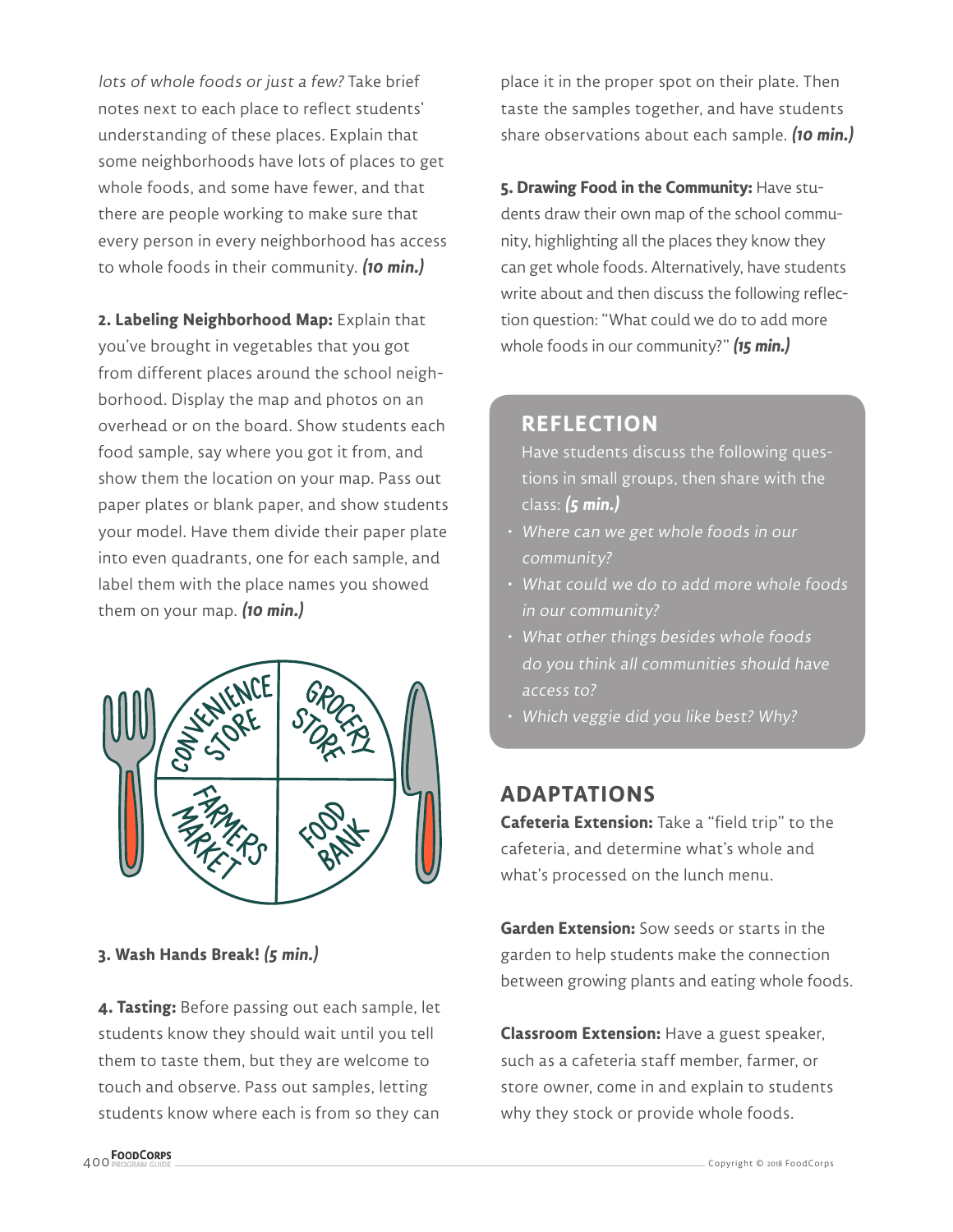*lots of whole foods or just a few?* Take brief notes next to each place to reflect students' understanding of these places. Explain that some neighborhoods have lots of places to get whole foods, and some have fewer, and that there are people working to make sure that every person in every neighborhood has access to whole foods in their community. ***(10 min.)***

**2. Labeling Neighborhood Map:** Explain that you've brought in vegetables that you got from different places around the school neighborhood. Display the map and photos on an overhead or on the board. Show students each food sample, say where you got it from, and show them the location on your map. Pass out paper plates or blank paper, and show students your model. Have them divide their paper plate into even quadrants, one for each sample, and label them with the place names you showed them on your map. ***(10 min.)***

**3. Wash Hands Break! *(5 min.)***

**4. Tasting:** Before passing out each sample, let students know they should wait until you tell them to taste them, but they are welcome to touch and observe. Pass out samples, letting students know where each is from so they can place it in the proper spot on their plate. Then taste the samples together, and have students share observations about each sample. ***(10 min.)***

**5. Drawing Food in the Community:** Have students draw their own map of the school community, highlighting all the places they know they can get whole foods. Alternatively, have students write about and then discuss the following reflection question: "What could we do to add more whole foods in our community?" ***(15 min.)***

## REFLECTION

Have students discuss the following questions in small groups, then share with the class: ***(5 min.)***

- *Where can we get whole foods in our community?*
- *What could we do to add more whole foods in our community?*
- *What other things besides whole foods do you think all communities should have access to?*
- *Which veggie did you like best? Why?*

## ADAPTATIONS

**Cafeteria Extension:** Take a "field trip" to the cafeteria, and determine what's whole and what's processed on the lunch menu.

**Garden Extension:** Sow seeds or starts in the garden to help students make the connection between growing plants and eating whole foods.

**Classroom Extension:** Have a guest speaker, such as a cafeteria staff member, farmer, or store owner, come in and explain to students why they stock or provide whole foods.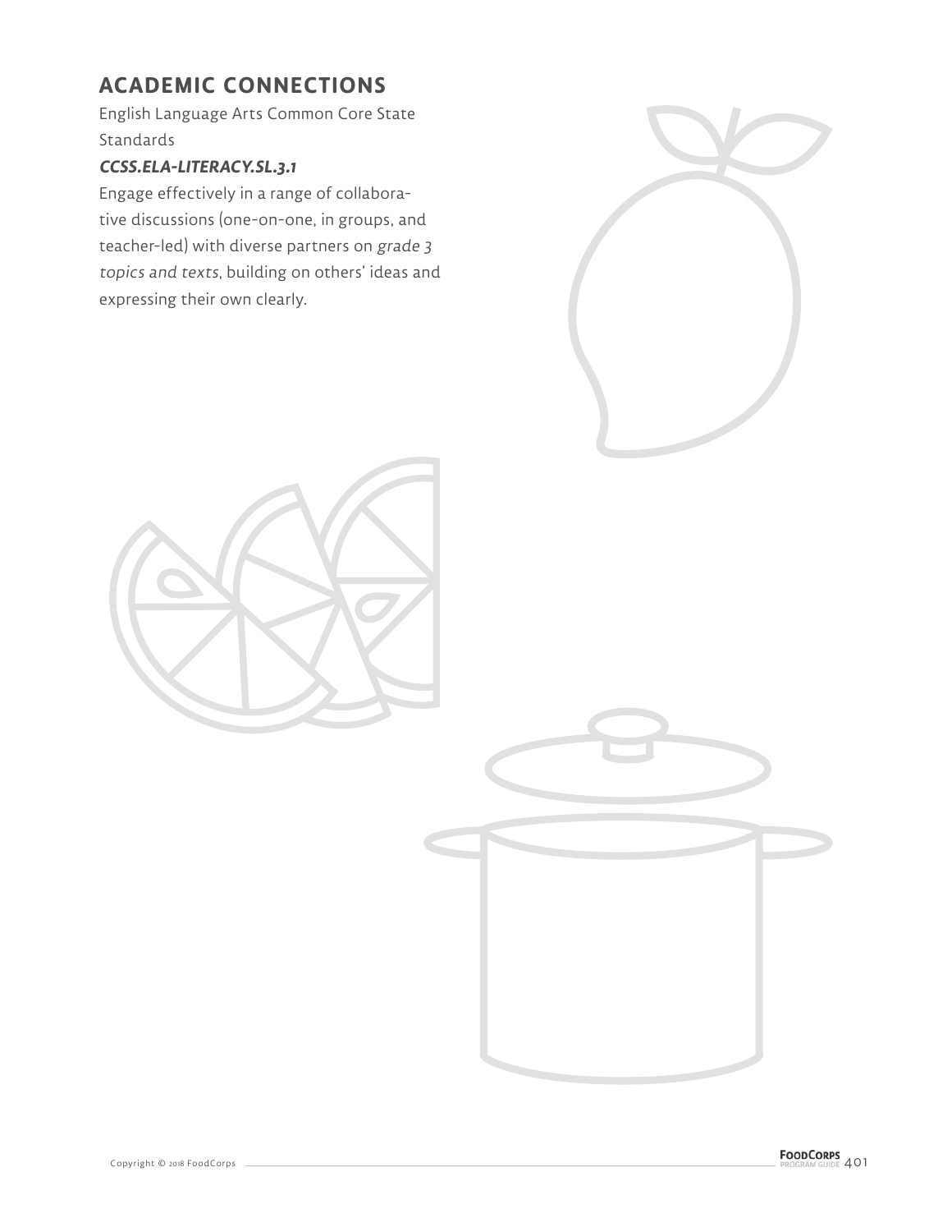## ACADEMIC CONNECTIONS

English Language Arts Common Core State Standards

***CCSS.ELA-LITERACY.SL.3.1***

Engage effectively in a range of collaborative discussions (one-on-one, in groups, and teacher-led) with diverse partners on *grade 3 topics and texts*, building on others' ideas and expressing their own clearly.